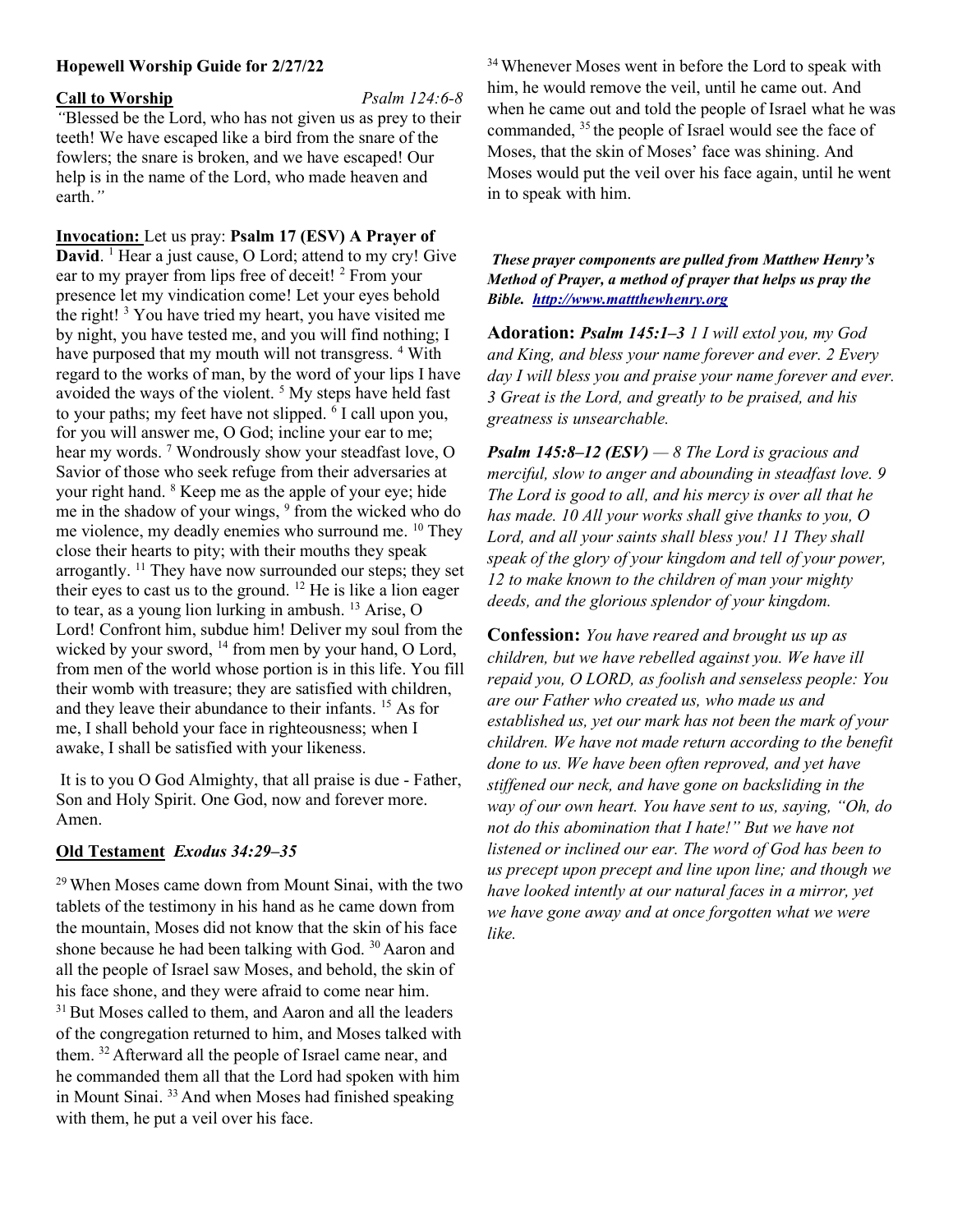**Hopewell Worship Guide for 2/27/22**

**Call to Worship** *Psalm 124:6-8*

*"*Blessed be the Lord, who has not given us as prey to their teeth! We have escaped like a bird from the snare of the fowlers; the snare is broken, and we have escaped! Our help is in the name of the Lord, who made heaven and earth.*"*

**Invocation:** Let us pray: **Psalm 17 (ESV) A Prayer of David**. [1] Hear a just cause, O Lord; attend to my cry! Give ear to my prayer from lips free of deceit! [2] From your presence let my vindication come! Let your eyes behold the right! [3] You have tried my heart, you have visited me by night, you have tested me, and you will find nothing; I have purposed that my mouth will not transgress. [4] With regard to the works of man, by the word of your lips I have avoided the ways of the violent. [5] My steps have held fast to your paths; my feet have not slipped. [6] I call upon you, for you will answer me, O God; incline your ear to me; hear my words. [7] Wondrously show your steadfast love, O Savior of those who seek refuge from their adversaries at your right hand. [8] Keep me as the apple of your eye; hide me in the shadow of your wings, [9] from the wicked who do me violence, my deadly enemies who surround me. [10] They close their hearts to pity; with their mouths they speak arrogantly. [11] They have now surrounded our steps; they set their eyes to cast us to the ground. [12] He is like a lion eager to tear, as a young lion lurking in ambush. [13] Arise, O Lord! Confront him, subdue him! Deliver my soul from the wicked by your sword, [14] from men by your hand, O Lord, from men of the world whose portion is in this life. You fill their womb with treasure; they are satisfied with children, and they leave their abundance to their infants. [15] As for me, I shall behold your face in righteousness; when I awake, I shall be satisfied with your likeness.

It is to you O God Almighty, that all praise is due - Father, Son and Holy Spirit. One God, now and forever more. Amen.

**Old Testament** *Exodus 34:29–35*

[29] When Moses came down from Mount Sinai, with the two tablets of the testimony in his hand as he came down from the mountain, Moses did not know that the skin of his face shone because he had been talking with God. [30] Aaron and all the people of Israel saw Moses, and behold, the skin of his face shone, and they were afraid to come near him. [31] But Moses called to them, and Aaron and all the leaders of the congregation returned to him, and Moses talked with them. [32] Afterward all the people of Israel came near, and he commanded them all that the Lord had spoken with him in Mount Sinai. [33] And when Moses had finished speaking with them, he put a veil over his face. [34] Whenever Moses went in before the Lord to speak with him, he would remove the veil, until he came out. And when he came out and told the people of Israel what he was commanded, [35] the people of Israel would see the face of Moses, that the skin of Moses' face was shining. And Moses would put the veil over his face again, until he went in to speak with him.

***These prayer components are pulled from Matthew Henry's Method of Prayer, a method of prayer that helps us pray the Bible. http://www.mattthewhenry.org***

**Adoration:** ***Psalm 145:1–3*** *1 I will extol you, my God and King, and bless your name forever and ever. 2 Every day I will bless you and praise your name forever and ever. 3 Great is the Lord, and greatly to be praised, and his greatness is unsearchable.*

***Psalm 145:8–12 (ESV)*** *— 8 The Lord is gracious and merciful, slow to anger and abounding in steadfast love. 9 The Lord is good to all, and his mercy is over all that he has made. 10 All your works shall give thanks to you, O Lord, and all your saints shall bless you! 11 They shall speak of the glory of your kingdom and tell of your power, 12 to make known to the children of man your mighty deeds, and the glorious splendor of your kingdom.*

**Confession:** *You have reared and brought us up as children, but we have rebelled against you. We have ill repaid you, O LORD, as foolish and senseless people: You are our Father who created us, who made us and established us, yet our mark has not been the mark of your children. We have not made return according to the benefit done to us. We have been often reproved, and yet have stiffened our neck, and have gone on backsliding in the way of our own heart. You have sent to us, saying, "Oh, do not do this abomination that I hate!" But we have not listened or inclined our ear. The word of God has been to us precept upon precept and line upon line; and though we have looked intently at our natural faces in a mirror, yet we have gone away and at once forgotten what we were like.*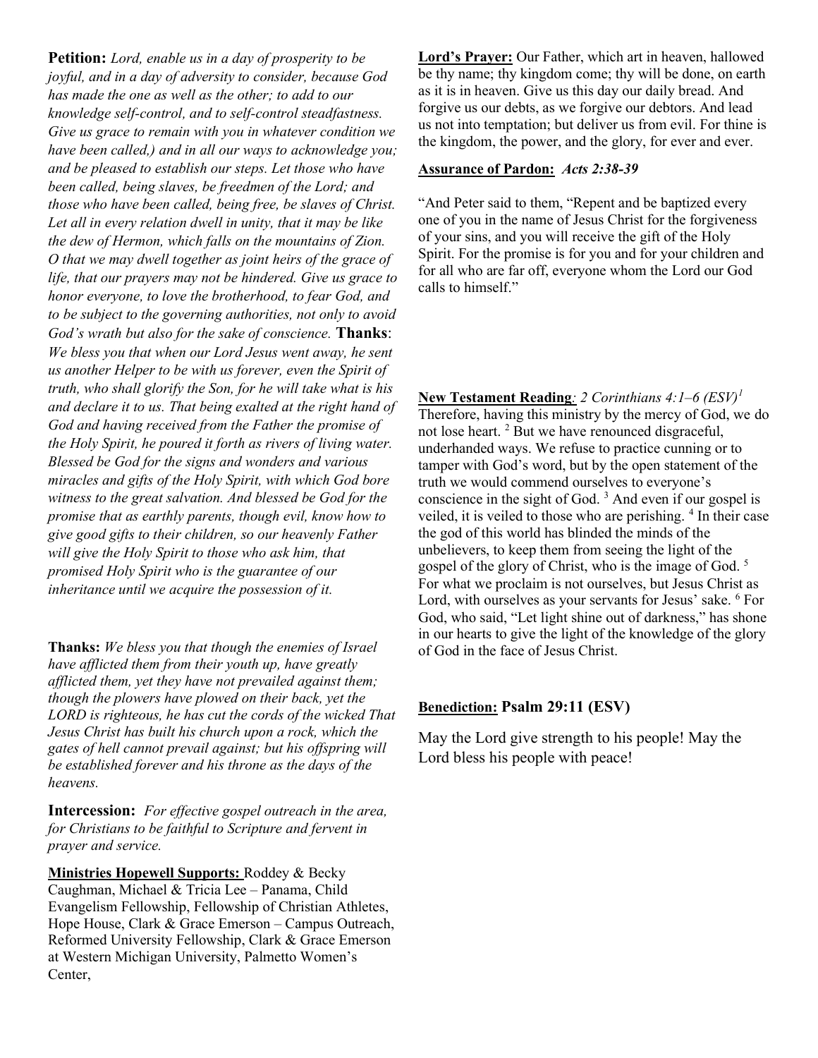**Petition:** *Lord, enable us in a day of prosperity to be joyful, and in a day of adversity to consider, because God has made the one as well as the other; to add to our knowledge self-control, and to self-control steadfastness. Give us grace to remain with you in whatever condition we have been called,) and in all our ways to acknowledge you; and be pleased to establish our steps. Let those who have been called, being slaves, be freedmen of the Lord; and those who have been called, being free, be slaves of Christ. Let all in every relation dwell in unity, that it may be like the dew of Hermon, which falls on the mountains of Zion. O that we may dwell together as joint heirs of the grace of life, that our prayers may not be hindered. Give us grace to honor everyone, to love the brotherhood, to fear God, and to be subject to the governing authorities, not only to avoid God's wrath but also for the sake of conscience.* **Thanks**: *We bless you that when our Lord Jesus went away, he sent us another Helper to be with us forever, even the Spirit of truth, who shall glorify the Son, for he will take what is his and declare it to us. That being exalted at the right hand of God and having received from the Father the promise of the Holy Spirit, he poured it forth as rivers of living water. Blessed be God for the signs and wonders and various miracles and gifts of the Holy Spirit, with which God bore witness to the great salvation. And blessed be God for the promise that as earthly parents, though evil, know how to give good gifts to their children, so our heavenly Father will give the Holy Spirit to those who ask him, that promised Holy Spirit who is the guarantee of our inheritance until we acquire the possession of it.*

**Thanks:** *We bless you that though the enemies of Israel have afflicted them from their youth up, have greatly afflicted them, yet they have not prevailed against them; though the plowers have plowed on their back, yet the LORD is righteous, he has cut the cords of the wicked That Jesus Christ has built his church upon a rock, which the gates of hell cannot prevail against; but his offspring will be established forever and his throne as the days of the heavens.*

**Intercession:** *For effective gospel outreach in the area, for Christians to be faithful to Scripture and fervent in prayer and service.*

**Ministries Hopewell Supports:** Roddey & Becky Caughman, Michael & Tricia Lee – Panama, Child Evangelism Fellowship, Fellowship of Christian Athletes, Hope House, Clark & Grace Emerson – Campus Outreach, Reformed University Fellowship, Clark & Grace Emerson at Western Michigan University, Palmetto Women's Center,

**Lord's Prayer:** Our Father, which art in heaven, hallowed be thy name; thy kingdom come; thy will be done, on earth as it is in heaven. Give us this day our daily bread. And forgive us our debts, as we forgive our debtors. And lead us not into temptation; but deliver us from evil. For thine is the kingdom, the power, and the glory, for ever and ever.

**Assurance of Pardon:** ***Acts 2:38-39***

"And Peter said to them, "Repent and be baptized every one of you in the name of Jesus Christ for the forgiveness of your sins, and you will receive the gift of the Holy Spirit. For the promise is for you and for your children and for all who are far off, everyone whom the Lord our God calls to himself."

**New Testament Reading***: 2 Corinthians 4:1–6 (ESV)*[1]
Therefore, having this ministry by the mercy of God, we do not lose heart. [2] But we have renounced disgraceful, underhanded ways. We refuse to practice cunning or to tamper with God's word, but by the open statement of the truth we would commend ourselves to everyone's conscience in the sight of God. [3] And even if our gospel is veiled, it is veiled to those who are perishing. [4] In their case the god of this world has blinded the minds of the unbelievers, to keep them from seeing the light of the gospel of the glory of Christ, who is the image of God. [5] For what we proclaim is not ourselves, but Jesus Christ as Lord, with ourselves as your servants for Jesus' sake. [6] For God, who said, "Let light shine out of darkness," has shone in our hearts to give the light of the knowledge of the glory of God in the face of Jesus Christ.

**Benediction: Psalm 29:11 (ESV)**

May the Lord give strength to his people! May the Lord bless his people with peace!